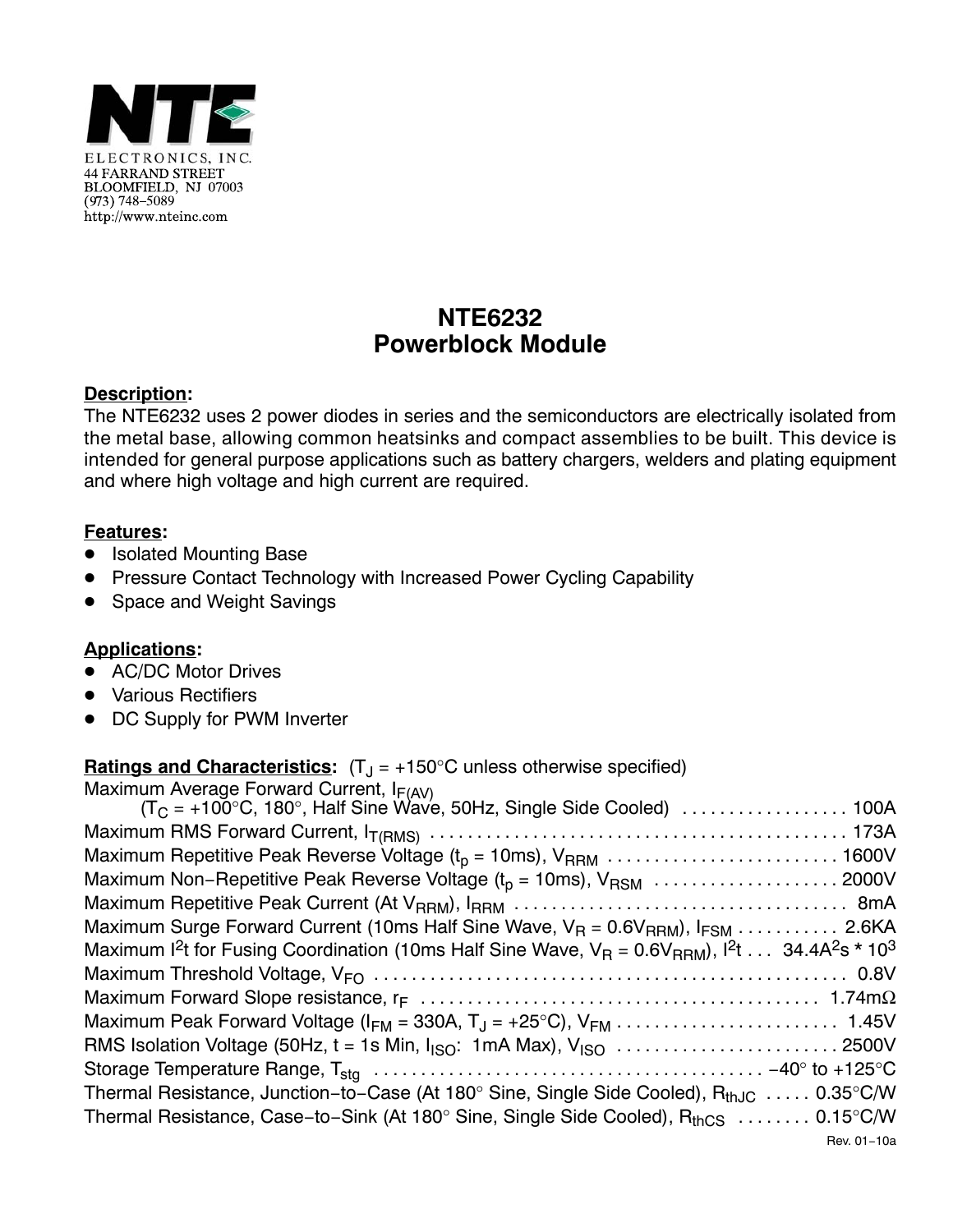NTE ELECTRONICS, INC.
44 FARRAND STREET
BLOOMFIELD, NJ 07003
(973) 748–5089
http://www.nteinc.com

# NTE6232
# Powerblock Module

**Description:**

The NTE6232 uses 2 power diodes in series and the semiconductors are electrically isolated from the metal base, allowing common heatsinks and compact assemblies to be built. This device is intended for general purpose applications such as battery chargers, welders and plating equipment and where high voltage and high current are required.

**Features:**

- Isolated Mounting Base
- Pressure Contact Technology with Increased Power Cycling Capability
- Space and Weight Savings

**Applications:**

- AC/DC Motor Drives
- Various Rectifiers
- DC Supply for PWM Inverter

**Ratings and Characteristics:** ($T_J$ = +150°C unless otherwise specified)

Maximum Average Forward Current, $I_{F(AV)}$
($T_C$ = +100°C, 180°, Half Sine Wave, 50Hz, Single Side Cooled) . . . . . . . . . . . . . . . . . . 100A

Maximum RMS Forward Current, $I_{T(RMS)}$ . . . . . . . . . . . . . . . . . . . . . . . . . . . . . . . . . . . . . . . . . . 173A

Maximum Repetitive Peak Reverse Voltage ($t_p$ = 10ms), $V_{RRM}$ . . . . . . . . . . . . . . . . . . . . . . . . . 1600V

Maximum Non–Repetitive Peak Reverse Voltage ($t_p$ = 10ms), $V_{RSM}$ . . . . . . . . . . . . . . . . . . . . 2000V

Maximum Repetitive Peak Current (At $V_{RRM}$), $I_{RRM}$ . . . . . . . . . . . . . . . . . . . . . . . . . . . . . . . . . . . 8mA

Maximum Surge Forward Current (10ms Half Sine Wave, $V_R = 0.6V_{RRM}$), $I_{FSM}$ . . . . . . . . . . . 2.6KA

Maximum $I^2t$ for Fusing Coordination (10ms Half Sine Wave, $V_R = 0.6V_{RRM}$), $I^2t$ . . . 34.4$A^2s$ * $10^3$

Maximum Threshold Voltage, $V_{FO}$ . . . . . . . . . . . . . . . . . . . . . . . . . . . . . . . . . . . . . . . . . . . . . . . . . . 0.8V

Maximum Forward Slope resistance, $r_F$ . . . . . . . . . . . . . . . . . . . . . . . . . . . . . . . . . . . . . . . . . . . 1.74mΩ

Maximum Peak Forward Voltage ($I_{FM}$ = 330A, $T_J$ = +25°C), $V_{FM}$ . . . . . . . . . . . . . . . . . . . . . . . . 1.45V

RMS Isolation Voltage (50Hz, t = 1s Min, $I_{ISO}$: 1mA Max), $V_{ISO}$ . . . . . . . . . . . . . . . . . . . . . . . . 2500V

Storage Temperature Range, $T_{stg}$ . . . . . . . . . . . . . . . . . . . . . . . . . . . . . . . . . . . . . . . . . −40° to +125°C

Thermal Resistance, Junction–to–Case (At 180° Sine, Single Side Cooled), $R_{thJC}$ . . . . . 0.35°C/W

Thermal Resistance, Case–to–Sink (At 180° Sine, Single Side Cooled), $R_{thCS}$ . . . . . . . . 0.15°C/W

Rev. 01–10a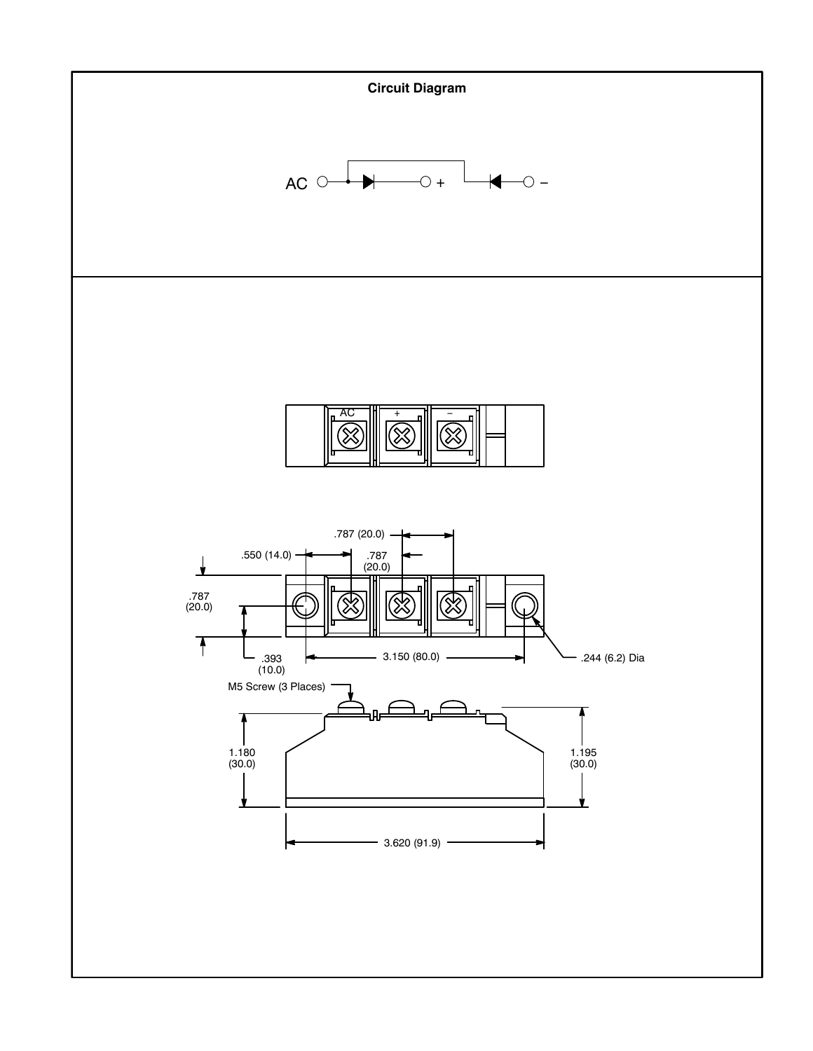**Circuit Diagram**

AC

+

–

AC

+

–

.787 (20.0)

.550 (14.0)

.787
(20.0)

.787
(20.0)

.393
(10.0)

3.150 (80.0)

.244 (6.2) Dia

M5 Screw (3 Places)

1.180
(30.0)

1.195
(30.0)

3.620 (91.9)